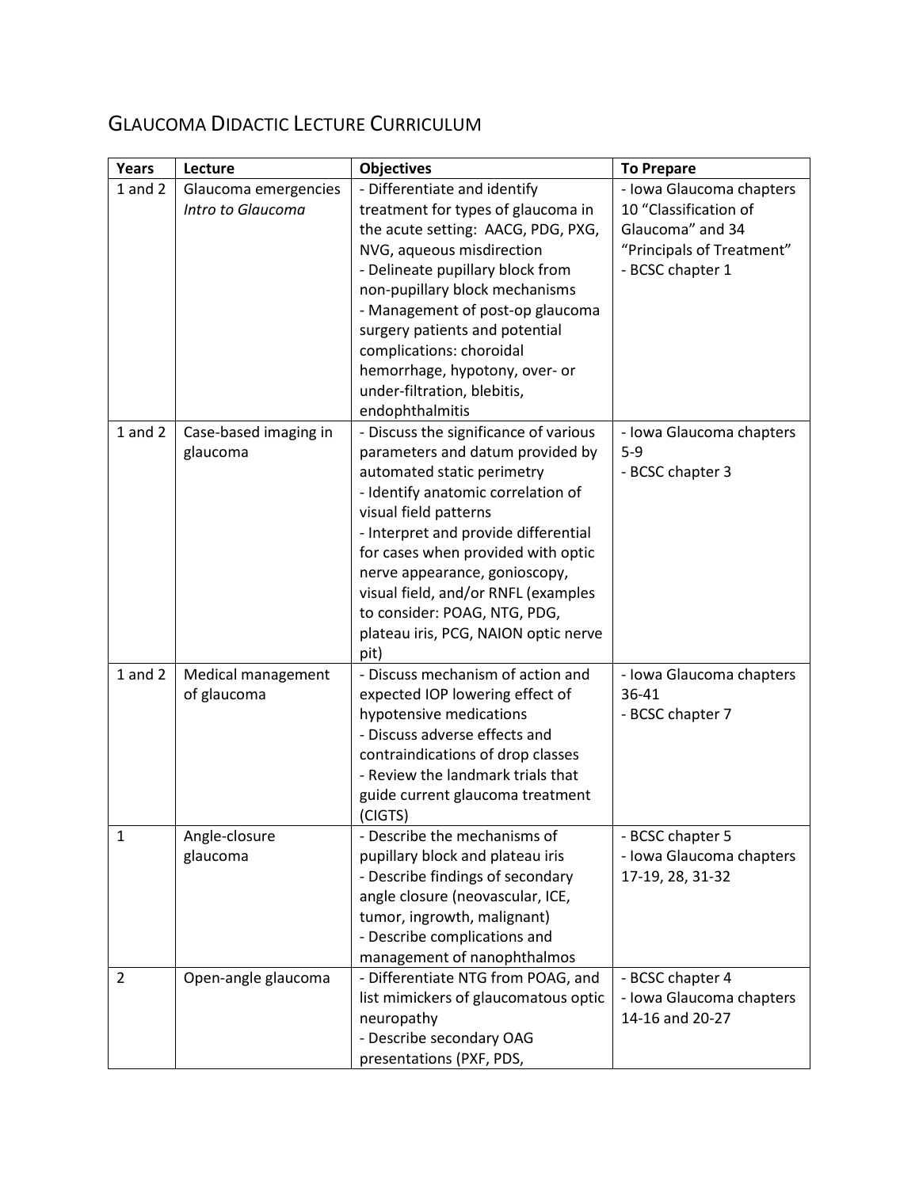# Glaucoma Didactic Lecture Curriculum

| Years | Lecture | Objectives | To Prepare |
|---|---|---|---|
| 1 and 2 | Glaucoma emergencies *Intro to Glaucoma* | - Differentiate and identify treatment for types of glaucoma in the acute setting: AACG, PDG, PXG, NVG, aqueous misdirection<br>- Delineate pupillary block from non-pupillary block mechanisms<br>- Management of post-op glaucoma surgery patients and potential complications: choroidal hemorrhage, hypotony, over- or under-filtration, blebitis, endophthalmitis | - Iowa Glaucoma chapters 10 "Classification of Glaucoma" and 34 "Principals of Treatment"<br>- BCSC chapter 1 |
| 1 and 2 | Case-based imaging in glaucoma | - Discuss the significance of various parameters and datum provided by automated static perimetry<br>- Identify anatomic correlation of visual field patterns<br>- Interpret and provide differential for cases when provided with optic nerve appearance, gonioscopy, visual field, and/or RNFL (examples to consider: POAG, NTG, PDG, plateau iris, PCG, NAION optic nerve pit) | - Iowa Glaucoma chapters 5-9<br>- BCSC chapter 3 |
| 1 and 2 | Medical management of glaucoma | - Discuss mechanism of action and expected IOP lowering effect of hypotensive medications<br>- Discuss adverse effects and contraindications of drop classes<br>- Review the landmark trials that guide current glaucoma treatment (CIGTS) | - Iowa Glaucoma chapters 36-41<br>- BCSC chapter 7 |
| 1 | Angle-closure glaucoma | - Describe the mechanisms of pupillary block and plateau iris<br>- Describe findings of secondary angle closure (neovascular, ICE, tumor, ingrowth, malignant)<br>- Describe complications and management of nanophthalmos | - BCSC chapter 5<br>- Iowa Glaucoma chapters 17-19, 28, 31-32 |
| 2 | Open-angle glaucoma | - Differentiate NTG from POAG, and list mimickers of glaucomatous optic neuropathy<br>- Describe secondary OAG presentations (PXF, PDS, | - BCSC chapter 4<br>- Iowa Glaucoma chapters 14-16 and 20-27 |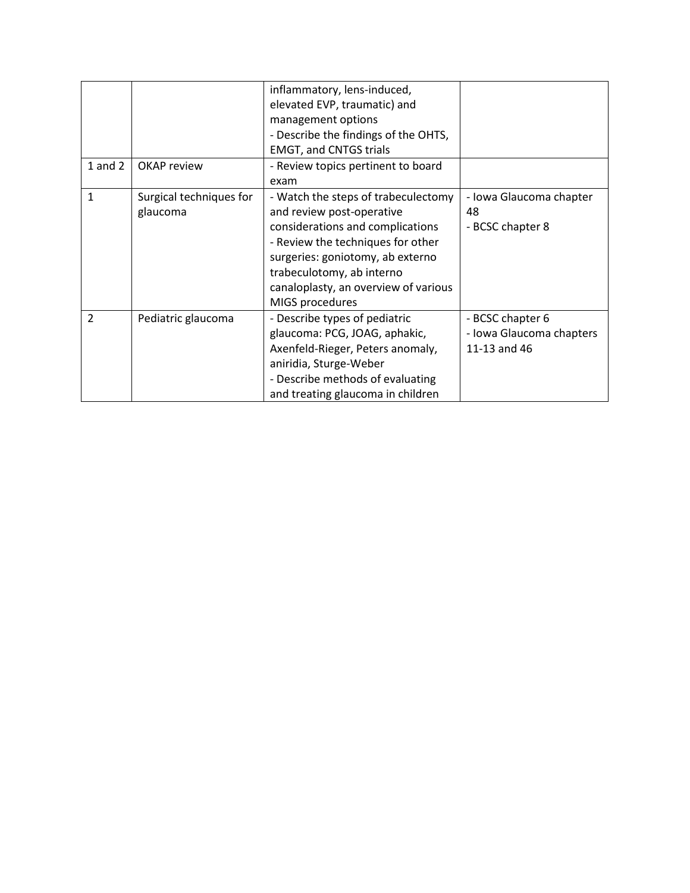| | | inflammatory, lens-induced, elevated EVP, traumatic) and management options<br>- Describe the findings of the OHTS, EMGT, and CNTGS trials | |
|---|---|---|---|
| 1 and 2 | OKAP review | - Review topics pertinent to board exam | |
| 1 | Surgical techniques for glaucoma | - Watch the steps of trabeculectomy and review post-operative considerations and complications<br>- Review the techniques for other surgeries: goniotomy, ab externo trabeculotomy, ab interno canaloplasty, an overview of various MIGS procedures | - Iowa Glaucoma chapter 48<br>- BCSC chapter 8 |
| 2 | Pediatric glaucoma | - Describe types of pediatric glaucoma: PCG, JOAG, aphakic, Axenfeld-Rieger, Peters anomaly, aniridia, Sturge-Weber<br>- Describe methods of evaluating and treating glaucoma in children | - BCSC chapter 6<br>- Iowa Glaucoma chapters 11-13 and 46 |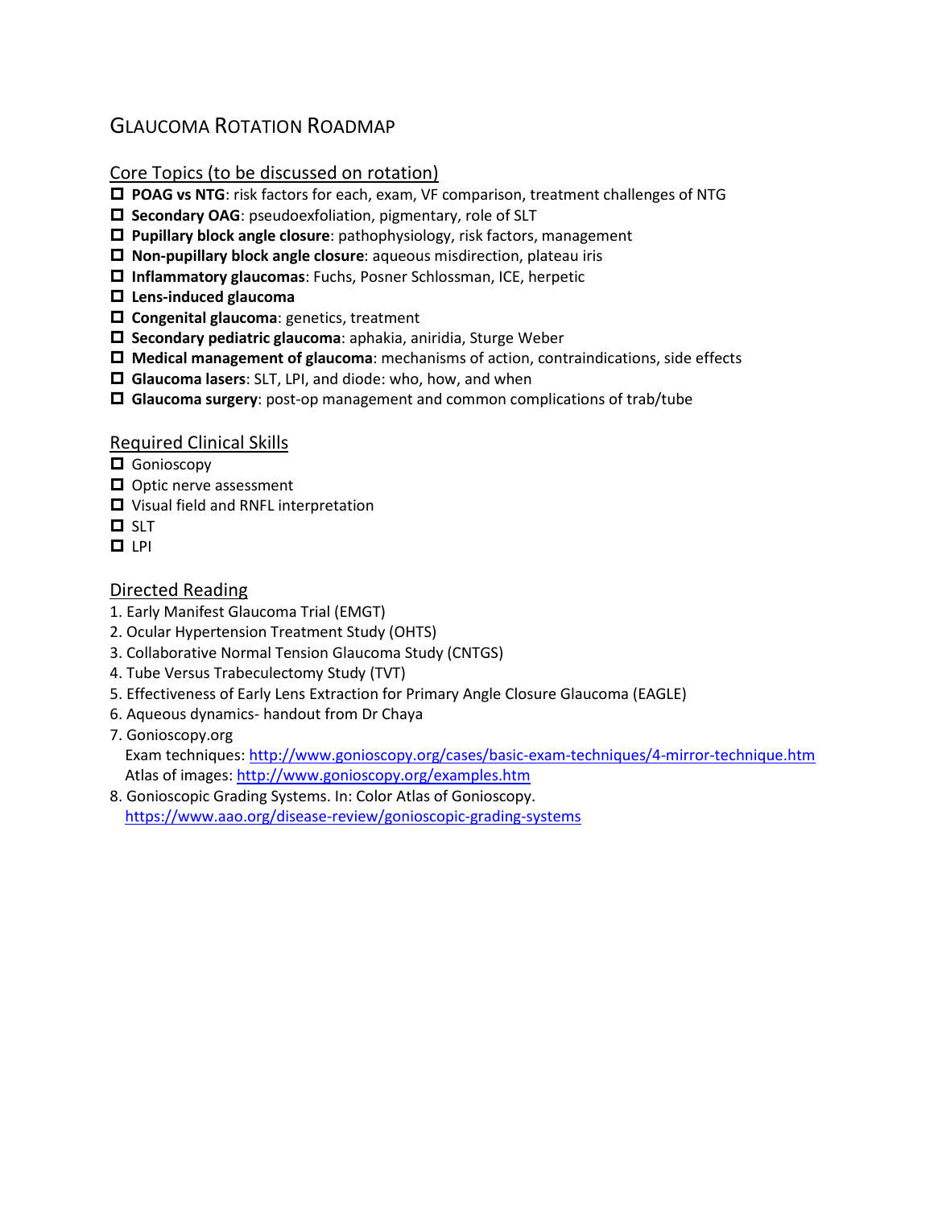# Glaucoma Rotation Roadmap

## Core Topics (to be discussed on rotation)

- ☐ **POAG vs NTG**: risk factors for each, exam, VF comparison, treatment challenges of NTG
- ☐ **Secondary OAG**: pseudoexfoliation, pigmentary, role of SLT
- ☐ **Pupillary block angle closure**: pathophysiology, risk factors, management
- ☐ **Non-pupillary block angle closure**: aqueous misdirection, plateau iris
- ☐ **Inflammatory glaucomas**: Fuchs, Posner Schlossman, ICE, herpetic
- ☐ **Lens-induced glaucoma**
- ☐ **Congenital glaucoma**: genetics, treatment
- ☐ **Secondary pediatric glaucoma**: aphakia, aniridia, Sturge Weber
- ☐ **Medical management of glaucoma**: mechanisms of action, contraindications, side effects
- ☐ **Glaucoma lasers**: SLT, LPI, and diode: who, how, and when
- ☐ **Glaucoma surgery**: post-op management and common complications of trab/tube

## Required Clinical Skills

- ☐ Gonioscopy
- ☐ Optic nerve assessment
- ☐ Visual field and RNFL interpretation
- ☐ SLT
- ☐ LPI

## Directed Reading

1. Early Manifest Glaucoma Trial (EMGT)
2. Ocular Hypertension Treatment Study (OHTS)
3. Collaborative Normal Tension Glaucoma Study (CNTGS)
4. Tube Versus Trabeculectomy Study (TVT)
5. Effectiveness of Early Lens Extraction for Primary Angle Closure Glaucoma (EAGLE)
6. Aqueous dynamics- handout from Dr Chaya
7. Gonioscopy.org
   Exam techniques: http://www.gonioscopy.org/cases/basic-exam-techniques/4-mirror-technique.htm
   Atlas of images: http://www.gonioscopy.org/examples.htm
8. Gonioscopic Grading Systems. In: Color Atlas of Gonioscopy.
   https://www.aao.org/disease-review/gonioscopic-grading-systems